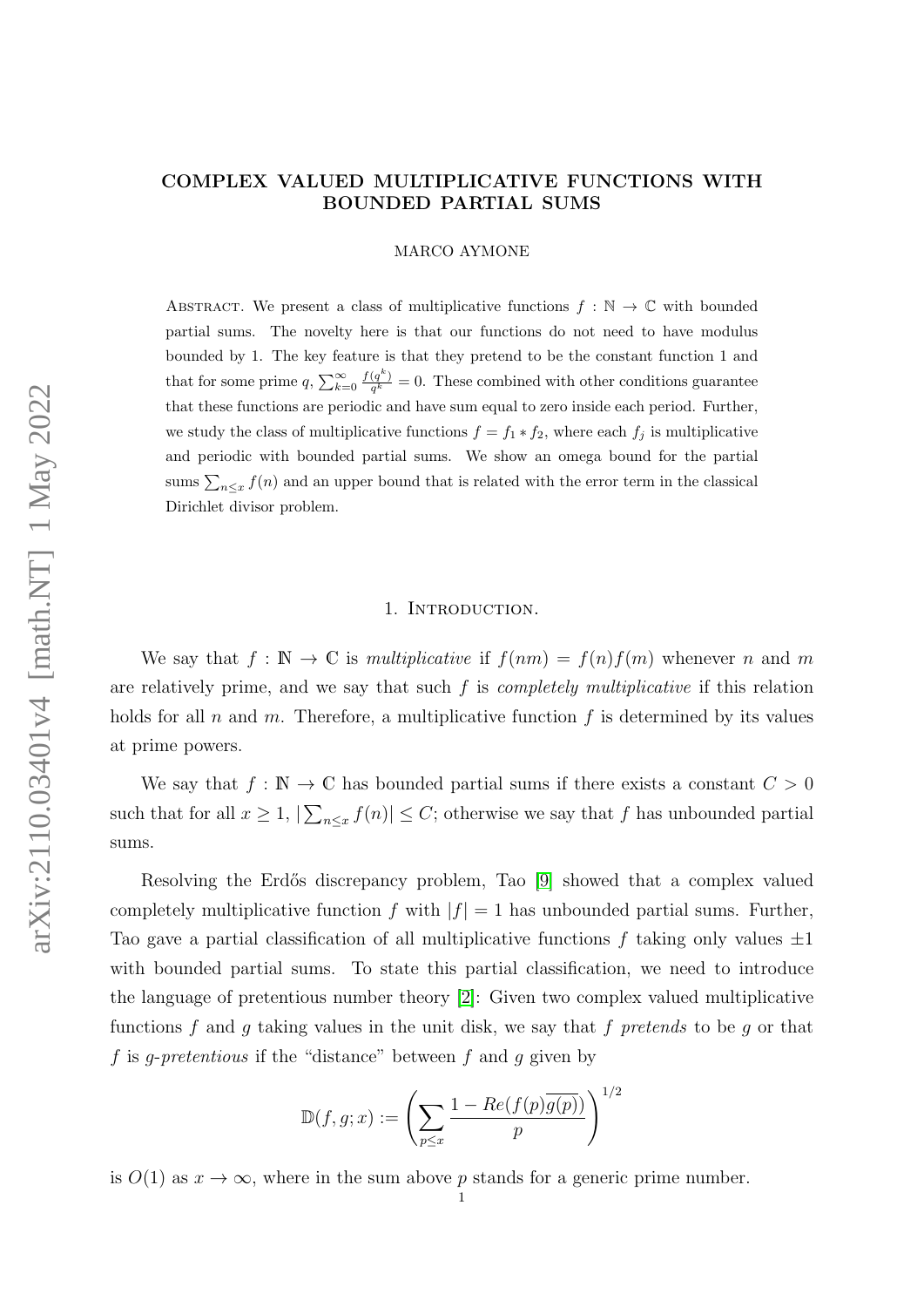# COMPLEX VALUED MULTIPLICATIVE FUNCTIONS WITH BOUNDED PARTIAL SUMS

MARCO AYMONE

Abstract. We present a class of multiplicative functions $f:\mathbb{N}\to\mathbb{C}$ with bounded partial sums. The novelty here is that our functions do not need to have modulus bounded by 1. The key feature is that they pretend to be the constant function 1 and that for some prime $q$, $\sum_{k=0}^{\infty}\frac{f(q^k)}{q^k}=0$. These combined with other conditions guarantee that these functions are periodic and have sum equal to zero inside each period. Further, we study the class of multiplicative functions $f=f_1*f_2$, where each $f_j$ is multiplicative and periodic with bounded partial sums. We show an omega bound for the partial sums $\sum_{n\leq x}f(n)$ and an upper bound that is related with the error term in the classical Dirichlet divisor problem.

## 1. Introduction.

We say that $f:\mathbb{N}\to\mathbb{C}$ is *multiplicative* if $f(nm)=f(n)f(m)$ whenever $n$ and $m$ are relatively prime, and we say that such $f$ is *completely multiplicative* if this relation holds for all $n$ and $m$. Therefore, a multiplicative function $f$ is determined by its values at prime powers.

We say that $f:\mathbb{N}\to\mathbb{C}$ has bounded partial sums if there exists a constant $C>0$ such that for all $x\geq 1$, $|\sum_{n\leq x}f(n)|\leq C$; otherwise we say that $f$ has unbounded partial sums.

Resolving the Erdős discrepancy problem, Tao [9] showed that a complex valued completely multiplicative function $f$ with $|f|=1$ has unbounded partial sums. Further, Tao gave a partial classification of all multiplicative functions $f$ taking only values $\pm1$ with bounded partial sums. To state this partial classification, we need to introduce the language of pretentious number theory [2]: Given two complex valued multiplicative functions $f$ and $g$ taking values in the unit disk, we say that $f$ *pretends* to be $g$ or that $f$ is *$g$-pretentious* if the "distance" between $f$ and $g$ given by

$$\mathbb{D}(f,g;x):=\left(\sum_{p\leq x}\frac{1-Re(f(p)\overline{g(p)})}{p}\right)^{1/2}$$

is $O(1)$ as $x\to\infty$, where in the sum above $p$ stands for a generic prime number.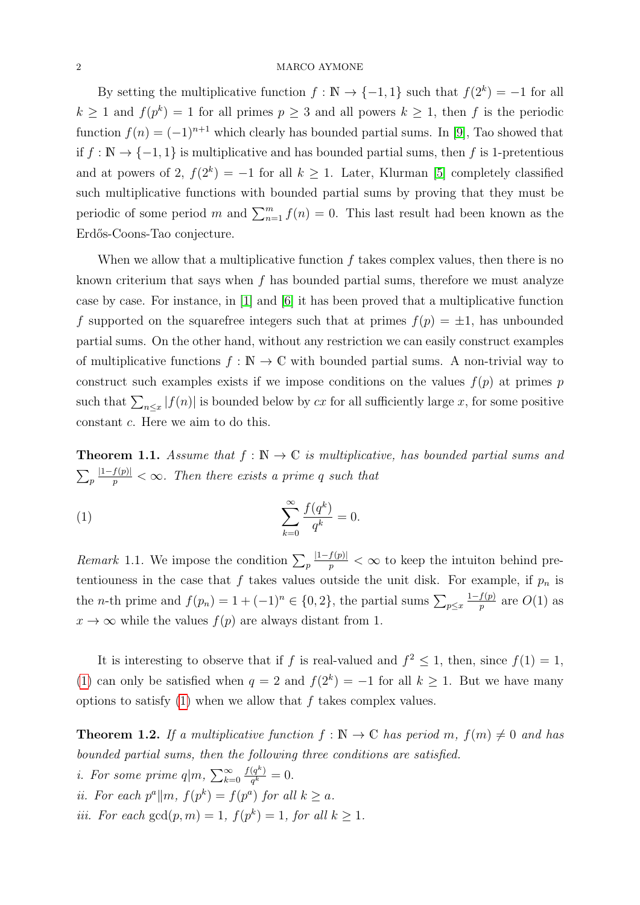By setting the multiplicative function $f : \mathbb{N} \to \{-1, 1\}$ such that $f(2^k) = -1$ for all $k \geq 1$ and $f(p^k) = 1$ for all primes $p \geq 3$ and all powers $k \geq 1$, then $f$ is the periodic function $f(n) = (-1)^{n+1}$ which clearly has bounded partial sums. In [9], Tao showed that if $f : \mathbb{N} \to \{-1, 1\}$ is multiplicative and has bounded partial sums, then $f$ is 1-pretentious and at powers of 2, $f(2^k) = -1$ for all $k \geq 1$. Later, Klurman [5] completely classified such multiplicative functions with bounded partial sums by proving that they must be periodic of some period $m$ and $\sum_{n=1}^{m} f(n) = 0$. This last result had been known as the Erdős-Coons-Tao conjecture.

When we allow that a multiplicative function $f$ takes complex values, then there is no known criterium that says when $f$ has bounded partial sums, therefore we must analyze case by case. For instance, in [1] and [6] it has been proved that a multiplicative function $f$ supported on the squarefree integers such that at primes $f(p) = \pm 1$, has unbounded partial sums. On the other hand, without any restriction we can easily construct examples of multiplicative functions $f : \mathbb{N} \to \mathbb{C}$ with bounded partial sums. A non-trivial way to construct such examples exists if we impose conditions on the values $f(p)$ at primes $p$ such that $\sum_{n \leq x} |f(n)|$ is bounded below by $cx$ for all sufficiently large $x$, for some positive constant $c$. Here we aim to do this.

**Theorem 1.1.** *Assume that $f : \mathbb{N} \to \mathbb{C}$ is multiplicative, has bounded partial sums and $\sum_p \frac{|1-f(p)|}{p} < \infty$. Then there exists a prime $q$ such that*

$$\sum_{k=0}^{\infty} \frac{f(q^k)}{q^k} = 0. \tag{1}$$

*Remark* 1.1. We impose the condition $\sum_p \frac{|1-f(p)|}{p} < \infty$ to keep the intuiton behind pretentiouness in the case that $f$ takes values outside the unit disk. For example, if $p_n$ is the $n$-th prime and $f(p_n) = 1 + (-1)^n \in \{0, 2\}$, the partial sums $\sum_{p \leq x} \frac{1-f(p)}{p}$ are $O(1)$ as $x \to \infty$ while the values $f(p)$ are always distant from 1.

It is interesting to observe that if $f$ is real-valued and $f^2 \leq 1$, then, since $f(1) = 1$, (1) can only be satisfied when $q = 2$ and $f(2^k) = -1$ for all $k \geq 1$. But we have many options to satisfy (1) when we allow that $f$ takes complex values.

**Theorem 1.2.** *If a multiplicative function $f : \mathbb{N} \to \mathbb{C}$ has period $m$, $f(m) \neq 0$ and has bounded partial sums, then the following three conditions are satisfied.*

*i. For some prime $q | m$, $\sum_{k=0}^{\infty} \frac{f(q^k)}{q^k} = 0$.*

*ii. For each $p^a \| m$, $f(p^k) = f(p^a)$ for all $k \geq a$.*

*iii. For each $\gcd(p, m) = 1$, $f(p^k) = 1$, for $k \geq 1$.*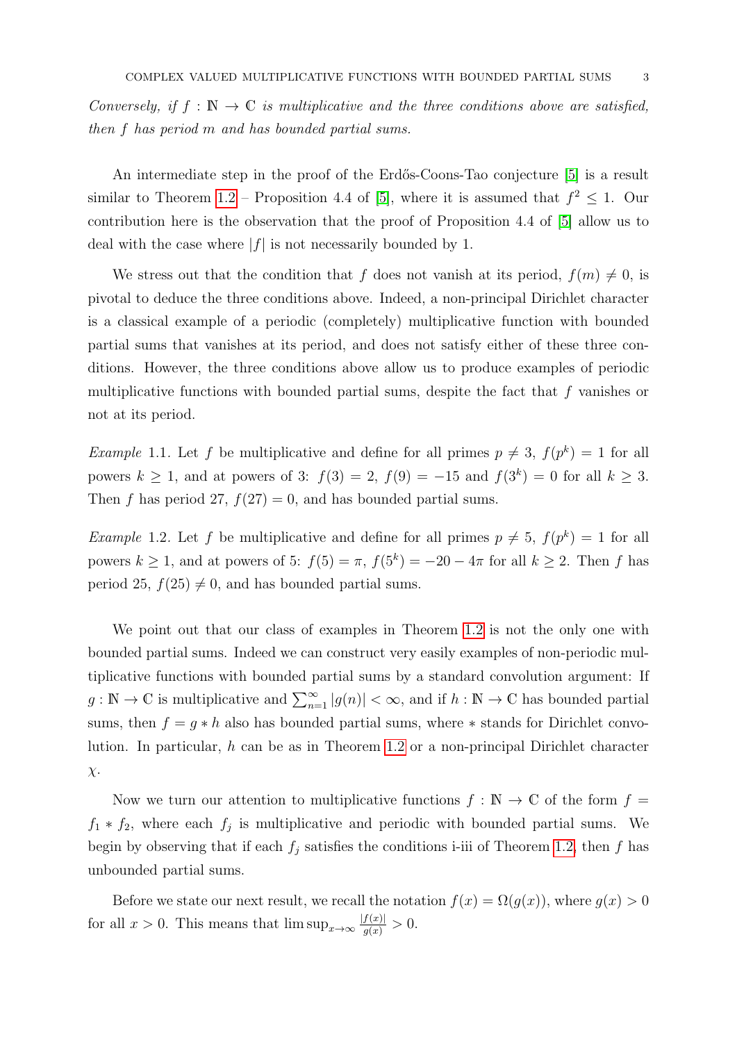*Conversely, if $f : \mathbb{N} \to \mathbb{C}$ is multiplicative and the three conditions above are satisfied, then $f$ has period $m$ and has bounded partial sums.*

An intermediate step in the proof of the Erdős-Coons-Tao conjecture [5] is a result similar to Theorem 1.2 – Proposition 4.4 of [5], where it is assumed that $f^2 \leq 1$. Our contribution here is the observation that the proof of Proposition 4.4 of [5] allow us to deal with the case where $|f|$ is not necessarily bounded by 1.

We stress out that the condition that $f$ does not vanish at its period, $f(m) \neq 0$, is pivotal to deduce the three conditions above. Indeed, a non-principal Dirichlet character is a classical example of a periodic (completely) multiplicative function with bounded partial sums that vanishes at its period, and does not satisfy either of these three conditions. However, the three conditions above allow us to produce examples of periodic multiplicative functions with bounded partial sums, despite the fact that $f$ vanishes or not at its period.

*Example* 1.1. Let $f$ be multiplicative and define for all primes $p \neq 3$, $f(p^k) = 1$ for all powers $k \geq 1$, and at powers of 3: $f(3) = 2$, $f(9) = -15$ and $f(3^k) = 0$ for all $k \geq 3$. Then $f$ has period 27, $f(27) = 0$, and has bounded partial sums.

*Example* 1.2. Let $f$ be multiplicative and define for all primes $p \neq 5$, $f(p^k) = 1$ for all powers $k \geq 1$, and at powers of 5: $f(5) = \pi$, $f(5^k) = -20 - 4\pi$ for all $k \geq 2$. Then $f$ has period 25, $f(25) \neq 0$, and has bounded partial sums.

We point out that our class of examples in Theorem 1.2 is not the only one with bounded partial sums. Indeed we can construct very easily examples of non-periodic multiplicative functions with bounded partial sums by a standard convolution argument: If $g : \mathbb{N} \to \mathbb{C}$ is multiplicative and $\sum_{n=1}^{\infty} |g(n)| < \infty$, and if $h : \mathbb{N} \to \mathbb{C}$ has bounded partial sums, then $f = g * h$ also has bounded partial sums, where $*$ stands for Dirichlet convolution. In particular, $h$ can be as in Theorem 1.2 or a non-principal Dirichlet character $\chi$.

Now we turn our attention to multiplicative functions $f : \mathbb{N} \to \mathbb{C}$ of the form $f = f_1 * f_2$, where each $f_j$ is multiplicative and periodic with bounded partial sums. We begin by observing that if each $f_j$ satisfies the conditions i-iii of Theorem 1.2, then $f$ has unbounded partial sums.

Before we state our next result, we recall the notation $f(x) = \Omega(g(x))$, where $g(x) > 0$ for all $x > 0$. This means that $\limsup_{x\to\infty} \frac{|f(x)|}{g(x)} > 0$.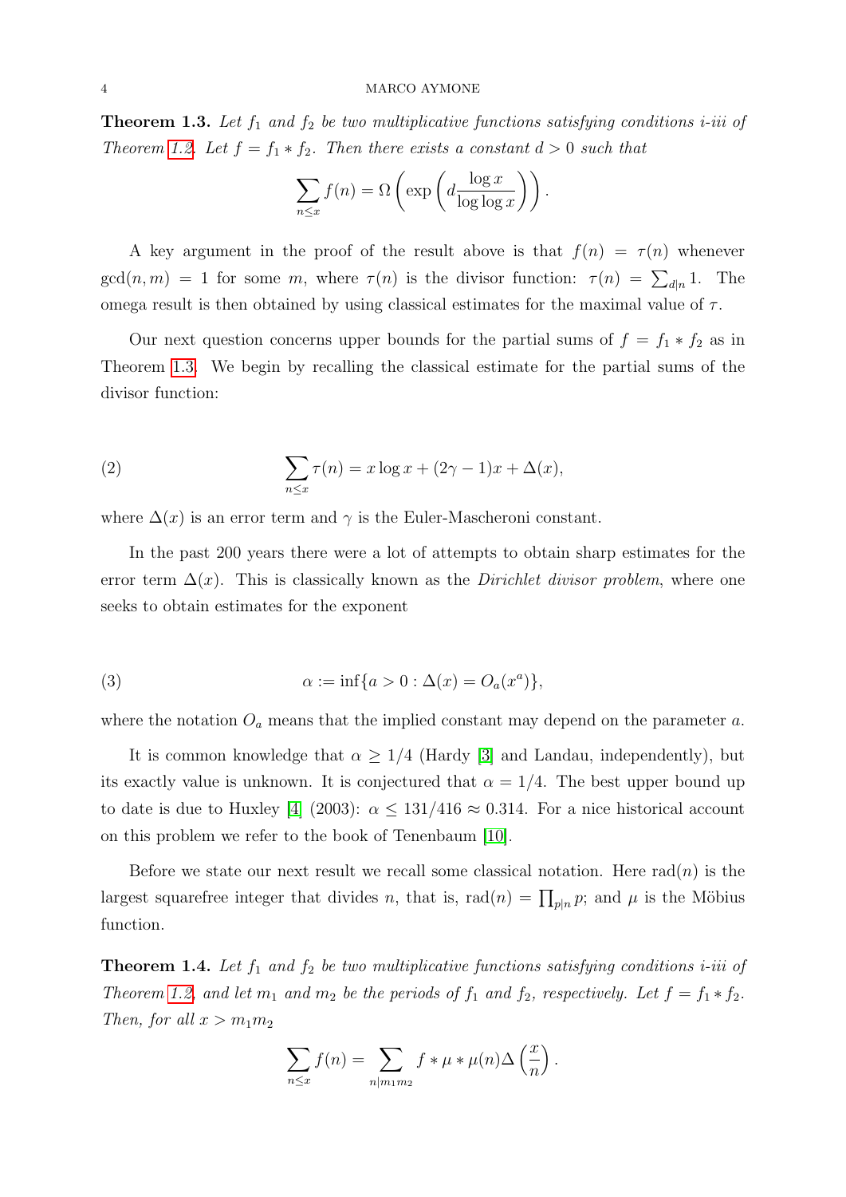**Theorem 1.3.** *Let $f_1$ and $f_2$ be two multiplicative functions satisfying conditions i-iii of Theorem 1.2. Let $f = f_1 * f_2$. Then there exists a constant $d > 0$ such that*

$$\sum_{n \leq x} f(n) = \Omega\left(\exp\left(d \frac{\log x}{\log \log x}\right)\right).$$

A key argument in the proof of the result above is that $f(n) = \tau(n)$ whenever $\gcd(n, m) = 1$ for some $m$, where $\tau(n)$ is the divisor function: $\tau(n) = \sum_{d|n} 1$. The omega result is then obtained by using classical estimates for the maximal value of $\tau$.

Our next question concerns upper bounds for the partial sums of $f = f_1 * f_2$ as in Theorem 1.3. We begin by recalling the classical estimate for the partial sums of the divisor function:

$$\sum_{n \leq x} \tau(n) = x \log x + (2\gamma - 1)x + \Delta(x), \tag{2}$$

where $\Delta(x)$ is an error term and $\gamma$ is the Euler-Mascheroni constant.

In the past 200 years there were a lot of attempts to obtain sharp estimates for the error term $\Delta(x)$. This is classically known as the *Dirichlet divisor problem*, where one seeks to obtain estimates for the exponent

$$\alpha := \inf\{a > 0 : \Delta(x) = O_a(x^a)\}, \tag{3}$$

where the notation $O_a$ means that the implied constant may depend on the parameter $a$.

It is common knowledge that $\alpha \geq 1/4$ (Hardy [3] and Landau, independently), but its exactly value is unknown. It is conjectured that $\alpha = 1/4$. The best upper bound up to date is due to Huxley [4] (2003): $\alpha \leq 131/416 \approx 0.314$. For a nice historical account on this problem we refer to the book of Tenenbaum [10].

Before we state our next result we recall some classical notation. Here $\text{rad}(n)$ is the largest squarefree integer that divides $n$, that is, $\text{rad}(n) = \prod_{p|n} p$; and $\mu$ is the Möbius function.

**Theorem 1.4.** *Let $f_1$ and $f_2$ be two multiplicative functions satisfying conditions i-iii of Theorem 1.2, and let $m_1$ and $m_2$ be the periods of $f_1$ and $f_2$, respectively. Let $f = f_1 * f_2$. Then, for all $x > m_1 m_2$*

$$\sum_{n \leq x} f(n) = \sum_{n | m_1 m_2} f * \mu * \mu(n) \Delta\left(\frac{x}{n}\right).$$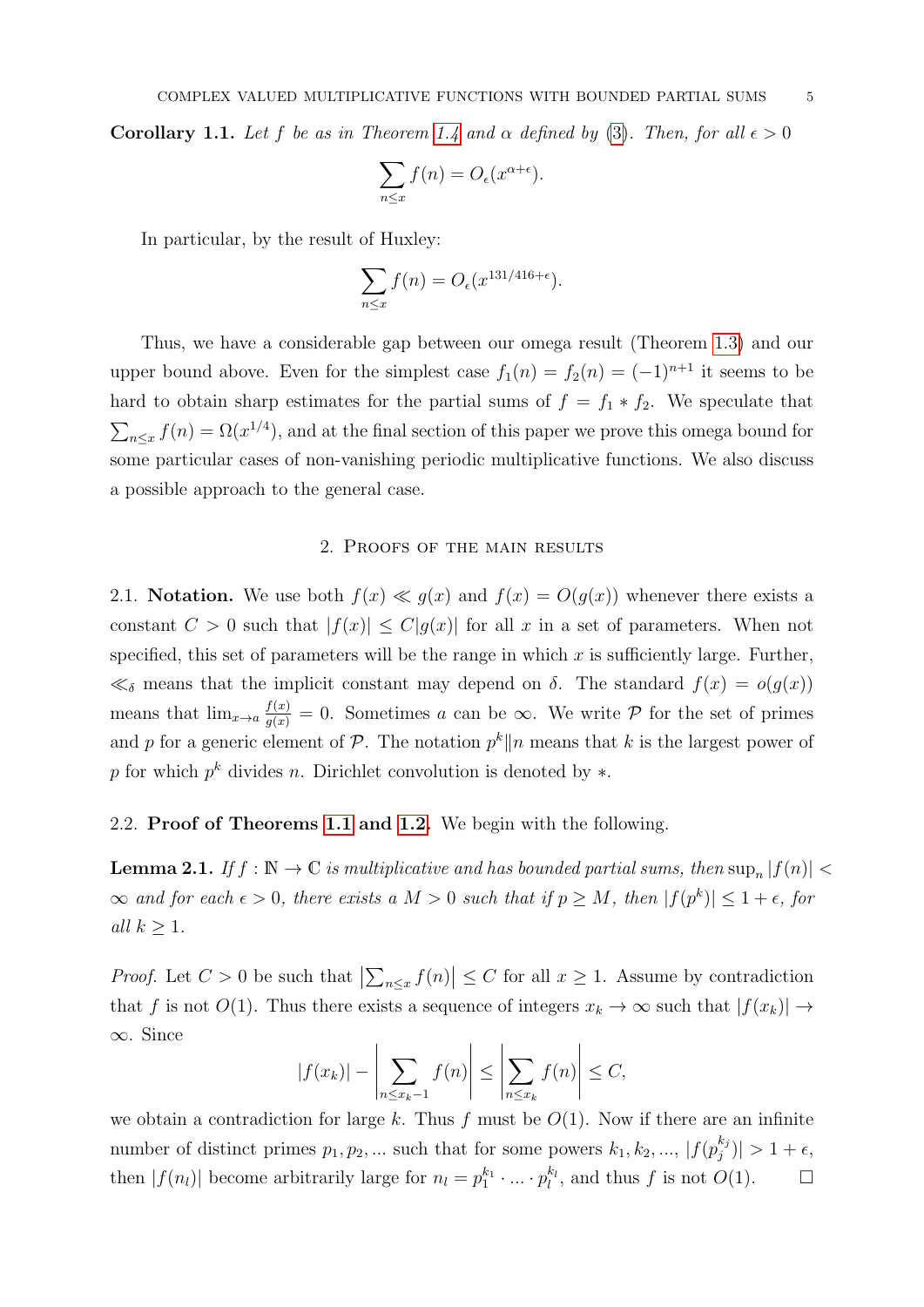**Corollary 1.1.** *Let $f$ be as in Theorem 1.4 and $\alpha$ defined by (3). Then, for all $\epsilon > 0$*

$$\sum_{n\leq x} f(n) = O_\epsilon(x^{\alpha+\epsilon}).$$

In particular, by the result of Huxley:

$$\sum_{n\leq x} f(n) = O_\epsilon(x^{131/416+\epsilon}).$$

Thus, we have a considerable gap between our omega result (Theorem 1.3) and our upper bound above. Even for the simplest case $f_1(n) = f_2(n) = (-1)^{n+1}$ it seems to be hard to obtain sharp estimates for the partial sums of $f = f_1 * f_2$. We speculate that $\sum_{n\leq x} f(n) = \Omega(x^{1/4})$, and at the final section of this paper we prove this omega bound for some particular cases of non-vanishing periodic multiplicative functions. We also discuss a possible approach to the general case.

## 2. Proofs of the main results

2.1. **Notation.** We use both $f(x) \ll g(x)$ and $f(x) = O(g(x))$ whenever there exists a constant $C > 0$ such that $|f(x)| \leq C|g(x)|$ for all $x$ in a set of parameters. When not specified, this set of parameters will be the range in which $x$ is sufficiently large. Further, $\ll_\delta$ means that the implicit constant may depend on $\delta$. The standard $f(x) = o(g(x))$ means that $\lim_{x\to a} \frac{f(x)}{g(x)} = 0$. Sometimes $a$ can be $\infty$. We write $\mathcal{P}$ for the set of primes and $p$ for a generic element of $\mathcal{P}$. The notation $p^k \| n$ means that $k$ is the largest power of $p$ for which $p^k$ divides $n$. Dirichlet convolution is denoted by $*$.

2.2. **Proof of Theorems 1.1 and 1.2.** We begin with the following.

**Lemma 2.1.** *If $f : \mathbb{N} \to \mathbb{C}$ is multiplicative and has bounded partial sums, then $\sup_n |f(n)| < \infty$ and for each $\epsilon > 0$, there exists a $M > 0$ such that if $p \geq M$, then $|f(p^k)| \leq 1 + \epsilon$, for all $k \geq 1$.*

*Proof.* Let $C > 0$ be such that $\left|\sum_{n\leq x} f(n)\right| \leq C$ for all $x \geq 1$. Assume by contradiction that $f$ is not $O(1)$. Thus there exists a sequence of integers $x_k \to \infty$ such that $|f(x_k)| \to \infty$. Since

$$|f(x_k)| - \left|\sum_{n\leq x_k-1} f(n)\right| \leq \left|\sum_{n\leq x_k} f(n)\right| \leq C,$$

we obtain a contradiction for large $k$. Thus $f$ must be $O(1)$. Now if there are an infinite number of distinct primes $p_1, p_2, \ldots$ such that for some powers $k_1, k_2, \ldots$, $|f(p_j^{k_j})| > 1 + \epsilon$, then $|f(n_l)|$ become arbitrarily large for $n_l = p_1^{k_1} \cdot \ldots \cdot p_l^{k_l}$, and thus $f$ is not $O(1)$. $\square$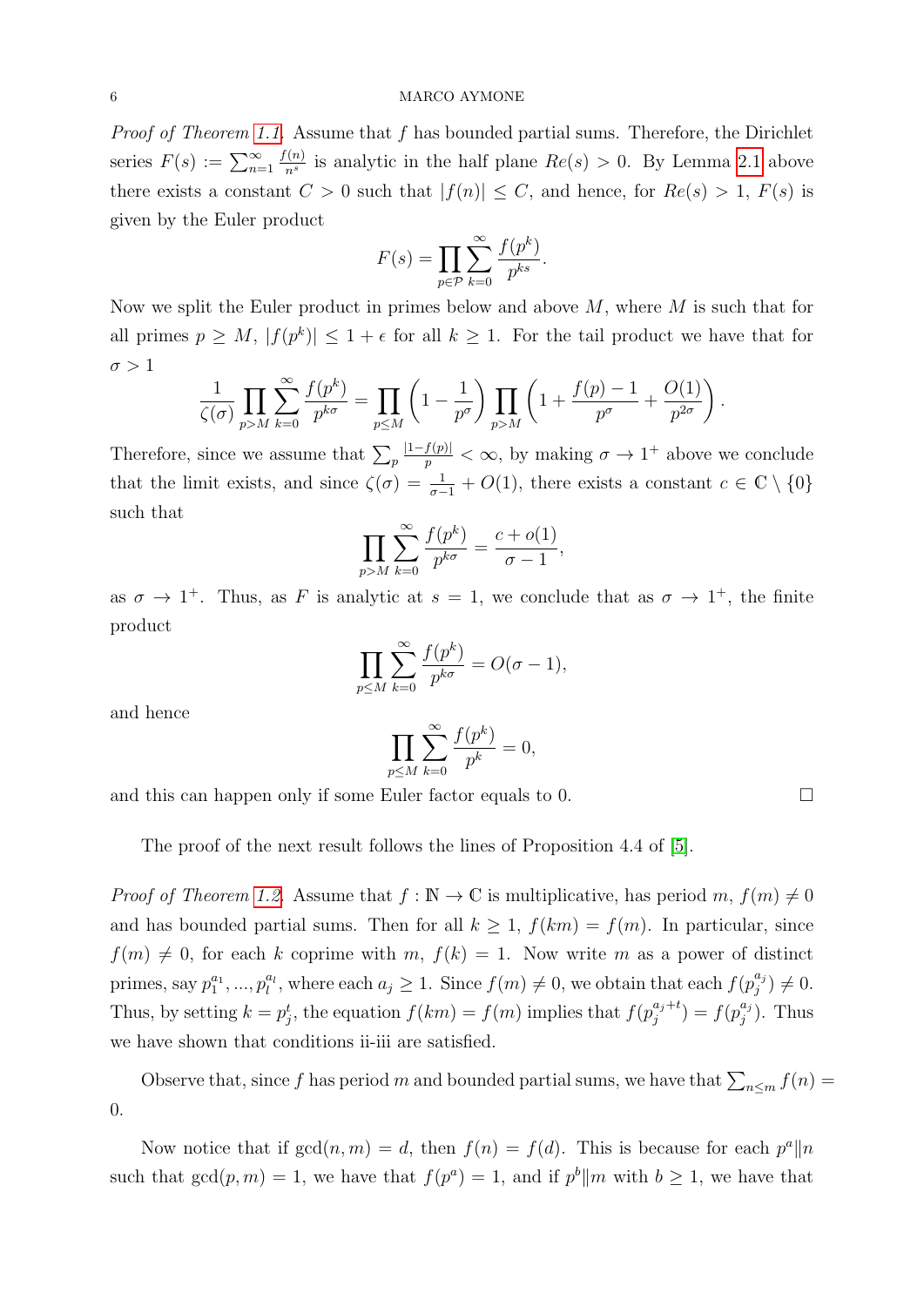*Proof of Theorem 1.1.* Assume that $f$ has bounded partial sums. Therefore, the Dirichlet series $F(s) := \sum_{n=1}^{\infty} \frac{f(n)}{n^s}$ is analytic in the half plane $Re(s) > 0$. By Lemma 2.1 above there exists a constant $C > 0$ such that $|f(n)| \leq C$, and hence, for $Re(s) > 1$, $F(s)$ is given by the Euler product

$$F(s) = \prod_{p \in \mathcal{P}} \sum_{k=0}^{\infty} \frac{f(p^k)}{p^{ks}}.$$

Now we split the Euler product in primes below and above $M$, where $M$ is such that for all primes $p \geq M$, $|f(p^k)| \leq 1 + \epsilon$ for all $k \geq 1$. For the tail product we have that for $\sigma > 1$

$$\frac{1}{\zeta(\sigma)} \prod_{p > M} \sum_{k=0}^{\infty} \frac{f(p^k)}{p^{k\sigma}} = \prod_{p \leq M} \left(1 - \frac{1}{p^{\sigma}}\right) \prod_{p > M} \left(1 + \frac{f(p) - 1}{p^{\sigma}} + \frac{O(1)}{p^{2\sigma}}\right).$$

Therefore, since we assume that $\sum_p \frac{|1 - f(p)|}{p} < \infty$, by making $\sigma \to 1^+$ above we conclude that the limit exists, and since $\zeta(\sigma) = \frac{1}{\sigma - 1} + O(1)$, there exists a constant $c \in \mathbb{C} \setminus \{0\}$ such that

$$\prod_{p > M} \sum_{k=0}^{\infty} \frac{f(p^k)}{p^{k\sigma}} = \frac{c + o(1)}{\sigma - 1},$$

as $\sigma \to 1^+$. Thus, as $F$ is analytic at $s = 1$, we conclude that as $\sigma \to 1^+$, the finite product

$$\prod_{p \leq M} \sum_{k=0}^{\infty} \frac{f(p^k)}{p^{k\sigma}} = O(\sigma - 1),$$

and hence

$$\prod_{p \leq M} \sum_{k=0}^{\infty} \frac{f(p^k)}{p^k} = 0,$$

and this can happen only if some Euler factor equals to 0. □

The proof of the next result follows the lines of Proposition 4.4 of [5].

*Proof of Theorem 1.2.* Assume that $f : \mathbb{N} \to \mathbb{C}$ is multiplicative, has period $m$, $f(m) \neq 0$ and has bounded partial sums. Then for all $k \geq 1$, $f(km) = f(m)$. In particular, since $f(m) \neq 0$, for each $k$ coprime with $m$, $f(k) = 1$. Now write $m$ as a power of distinct primes, say $p_1^{a_1}, ..., p_l^{a_l}$, where each $a_j \geq 1$. Since $f(m) \neq 0$, we obtain that each $f(p_j^{a_j}) \neq 0$. Thus, by setting $k = p_j^t$, the equation $f(km) = f(m)$ implies that $f(p_j^{a_j + t}) = f(p_j^{a_j})$. Thus we have shown that conditions ii-iii are satisfied.

Observe that, since $f$ has period $m$ and bounded partial sums, we have that $\sum_{n \leq m} f(n) = 0$.

Now notice that if $\gcd(n, m) = d$, then $f(n) = f(d)$. This is because for each $p^a \| n$ such that $\gcd(p, m) = 1$, we have that $f(p^a) = 1$, and if $p^b \| m$ with $b \geq 1$, we have that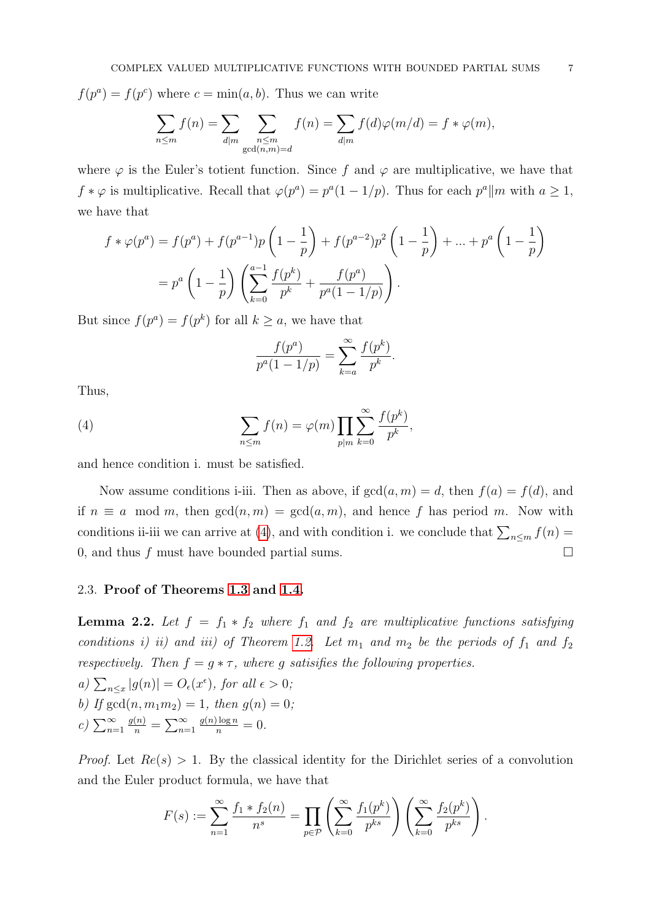$f(p^a) = f(p^c)$ where $c = \min(a, b)$. Thus we can write

$$\sum_{n \le m} f(n) = \sum_{d|m} \sum_{\substack{n \le m \\ \gcd(n,m)=d}} f(n) = \sum_{d|m} f(d)\varphi(m/d) = f * \varphi(m),$$

where $\varphi$ is the Euler's totient function. Since $f$ and $\varphi$ are multiplicative, we have that $f * \varphi$ is multiplicative. Recall that $\varphi(p^a) = p^a(1 - 1/p)$. Thus for each $p^a \| m$ with $a \ge 1$, we have that

$$\begin{aligned} f * \varphi(p^a) &= f(p^a) + f(p^{a-1})p\left(1 - \frac{1}{p}\right) + f(p^{a-2})p^2\left(1 - \frac{1}{p}\right) + \dots + p^a\left(1 - \frac{1}{p}\right) \\ &= p^a\left(1 - \frac{1}{p}\right)\left(\sum_{k=0}^{a-1} \frac{f(p^k)}{p^k} + \frac{f(p^a)}{p^a(1 - 1/p)}\right). \end{aligned}$$

But since $f(p^a) = f(p^k)$ for all $k \ge a$, we have that

$$\frac{f(p^a)}{p^a(1 - 1/p)} = \sum_{k=a}^{\infty} \frac{f(p^k)}{p^k}.$$

Thus,

$$\sum_{n \le m} f(n) = \varphi(m) \prod_{p|m} \sum_{k=0}^{\infty} \frac{f(p^k)}{p^k}, \tag{4}$$

and hence condition i. must be satisfied.

Now assume conditions i-iii. Then as above, if $\gcd(a, m) = d$, then $f(a) = f(d)$, and if $n \equiv a \mod m$, then $\gcd(n, m) = \gcd(a, m)$, and hence $f$ has period $m$. Now with conditions ii-iii we can arrive at (4), and with condition i. we conclude that $\sum_{n \le m} f(n) = 0$, and thus $f$ must have bounded partial sums. $\square$

### 2.3. Proof of Theorems 1.3 and 1.4.

**Lemma 2.2.** *Let $f = f_1 * f_2$ where $f_1$ and $f_2$ are multiplicative functions satisfying conditions i) ii) and iii) of Theorem 1.2. Let $m_1$ and $m_2$ be the periods of $f_1$ and $f_2$ respectively. Then $f = g * \tau$, where $g$ satisifies the following properties.*

*a) $\sum_{n \le x} |g(n)| = O_\epsilon(x^\epsilon)$, for all $\epsilon > 0$;*

*b) If $\gcd(n, m_1 m_2) = 1$, then $g(n) = 0$;*

*c) $\sum_{n=1}^{\infty} \frac{g(n)}{n} = \sum_{n=1}^{\infty} \frac{g(n) \log n}{n} = 0$.*

*Proof.* Let $Re(s) > 1$. By the classical identity for the Dirichlet series of a convolution and the Euler product formula, we have that

$$F(s) := \sum_{n=1}^{\infty} \frac{f_1 * f_2(n)}{n^s} = \prod_{p \in \mathcal{P}} \left(\sum_{k=0}^{\infty} \frac{f_1(p^k)}{p^{ks}}\right)\left(\sum_{k=0}^{\infty} \frac{f_2(p^k)}{p^{ks}}\right).$$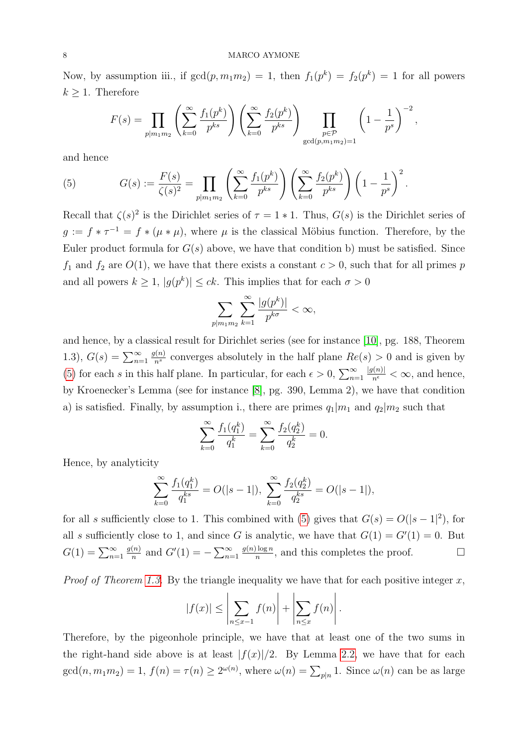Now, by assumption iii., if $\gcd(p, m_1 m_2) = 1$, then $f_1(p^k) = f_2(p^k) = 1$ for all powers $k \geq 1$. Therefore

$$F(s) = \prod_{p | m_1 m_2} \left( \sum_{k=0}^{\infty} \frac{f_1(p^k)}{p^{ks}} \right) \left( \sum_{k=0}^{\infty} \frac{f_2(p^k)}{p^{ks}} \right) \prod_{\substack{p \in \mathcal{P} \\ \gcd(p, m_1 m_2) = 1}} \left(1 - \frac{1}{p^s}\right)^{-2},$$

and hence

$$G(s) := \frac{F(s)}{\zeta(s)^2} = \prod_{p | m_1 m_2} \left( \sum_{k=0}^{\infty} \frac{f_1(p^k)}{p^{ks}} \right) \left( \sum_{k=0}^{\infty} \frac{f_2(p^k)}{p^{ks}} \right) \left(1 - \frac{1}{p^s}\right)^{2}. \tag{5}$$

Recall that $\zeta(s)^2$ is the Dirichlet series of $\tau = 1 * 1$. Thus, $G(s)$ is the Dirichlet series of $g := f * \tau^{-1} = f * (\mu * \mu)$, where $\mu$ is the classical Möbius function. Therefore, by the Euler product formula for $G(s)$ above, we have that condition b) must be satisfied. Since $f_1$ and $f_2$ are $O(1)$, we have that there exists a constant $c > 0$, such that for all primes $p$ and all powers $k \geq 1$, $|g(p^k)| \leq ck$. This implies that for each $\sigma > 0$

$$\sum_{p | m_1 m_2} \sum_{k=1}^{\infty} \frac{|g(p^k)|}{p^{k\sigma}} < \infty,$$

and hence, by a classical result for Dirichlet series (see for instance [10], pg. 188, Theorem 1.3), $G(s) = \sum_{n=1}^{\infty} \frac{g(n)}{n^s}$ converges absolutely in the half plane $Re(s) > 0$ and is given by (5) for each $s$ in this half plane. In particular, for each $\epsilon > 0$, $\sum_{n=1}^{\infty} \frac{|g(n)|}{n^{\epsilon}} < \infty$, and hence, by Kroenecker's Lemma (see for instance [8], pg. 390, Lemma 2), we have that condition a) is satisfied. Finally, by assumption i., there are primes $q_1 | m_1$ and $q_2 | m_2$ such that

$$\sum_{k=0}^{\infty} \frac{f_1(q_1^k)}{q_1^k} = \sum_{k=0}^{\infty} \frac{f_2(q_2^k)}{q_2^k} = 0.$$

Hence, by analyticity

$$\sum_{k=0}^{\infty} \frac{f_1(q_1^k)}{q_1^{ks}} = O(|s-1|), \ \sum_{k=0}^{\infty} \frac{f_2(q_2^k)}{q_2^{ks}} = O(|s-1|),$$

for all $s$ sufficiently close to 1. This combined with (5) gives that $G(s) = O(|s-1|^2)$, for all $s$ sufficiently close to 1, and since $G$ is analytic, we have that $G(1) = G'(1) = 0$. But $G(1) = \sum_{n=1}^{\infty} \frac{g(n)}{n}$ and $G'(1) = -\sum_{n=1}^{\infty} \frac{g(n) \log n}{n}$, and this completes the proof. $\square$

*Proof of Theorem 1.3.* By the triangle inequality we have that for each positive integer $x$,

$$|f(x)| \leq \left| \sum_{n \leq x-1} f(n) \right| + \left| \sum_{n \leq x} f(n) \right|.$$

Therefore, by the pigeonhole principle, we have that at least one of the two sums in the right-hand side above is at least $|f(x)|/2$. By Lemma 2.2, we have that for each $\gcd(n, m_1 m_2) = 1$, $f(n) = \tau(n) \geq 2^{\omega(n)}$, where $\omega(n) = \sum_{p | n} 1$. Since $\omega(n)$ can be as large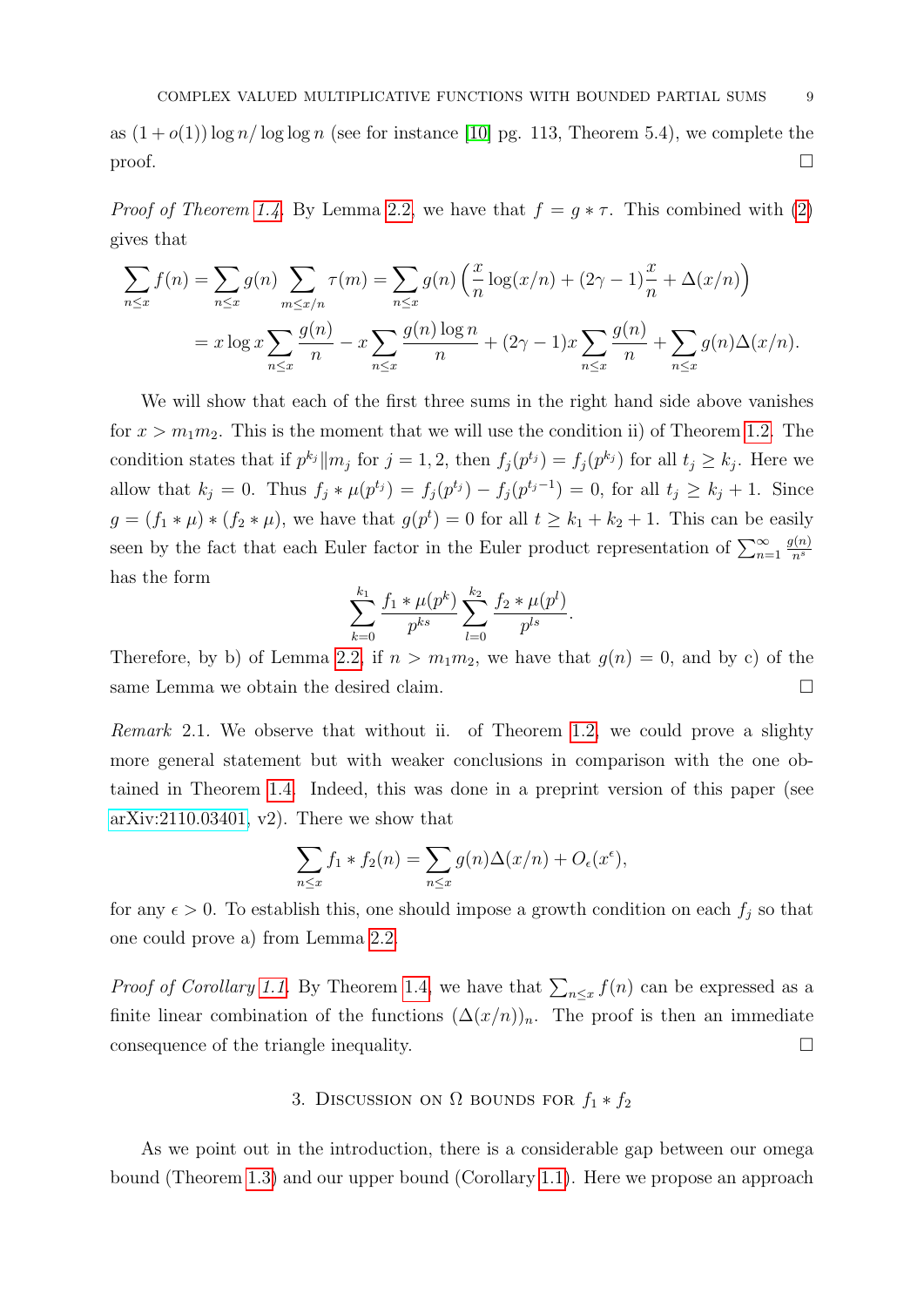as $(1+o(1))\log n/\log\log n$ (see for instance [10] pg. 113, Theorem 5.4), we complete the proof. $\square$

*Proof of Theorem 1.4.* By Lemma 2.2, we have that $f = g * \tau$. This combined with (2) gives that

$$\sum_{n\leq x} f(n) = \sum_{n\leq x} g(n) \sum_{m\leq x/n} \tau(m) = \sum_{n\leq x} g(n)\left(\frac{x}{n}\log(x/n) + (2\gamma - 1)\frac{x}{n} + \Delta(x/n)\right)$$

$$= x\log x \sum_{n\leq x}\frac{g(n)}{n} - x\sum_{n\leq x}\frac{g(n)\log n}{n} + (2\gamma-1)x\sum_{n\leq x}\frac{g(n)}{n} + \sum_{n\leq x} g(n)\Delta(x/n).$$

We will show that each of the first three sums in the right hand side above vanishes for $x > m_1 m_2$. This is the moment that we will use the condition ii) of Theorem 1.2. The condition states that if $p^{k_j}\|m_j$ for $j = 1, 2$, then $f_j(p^{t_j}) = f_j(p^{k_j})$ for all $t_j \geq k_j$. Here we allow that $k_j = 0$. Thus $f_j * \mu(p^{t_j}) = f_j(p^{t_j}) - f_j(p^{t_j - 1}) = 0$, for all $t_j \geq k_j + 1$. Since $g = (f_1 * \mu) * (f_2 * \mu)$, we have that $g(p^t) = 0$ for all $t \geq k_1 + k_2 + 1$. This can be easily seen by the fact that each Euler factor in the Euler product representation of $\sum_{n=1}^{\infty}\frac{g(n)}{n^s}$ has the form

$$\sum_{k=0}^{k_1}\frac{f_1 * \mu(p^k)}{p^{ks}}\sum_{l=0}^{k_2}\frac{f_2*\mu(p^l)}{p^{ls}}.$$

Therefore, by b) of Lemma 2.2, if $n > m_1 m_2$, we have that $g(n) = 0$, and by c) of the same Lemma we obtain the desired claim. $\square$

*Remark* 2.1. We observe that without ii. of Theorem 1.2, we could prove a slighty more general statement but with weaker conclusions in comparison with the one obtained in Theorem 1.4. Indeed, this was done in a preprint version of this paper (see arXiv:2110.03401, v2). There we show that

$$\sum_{n\leq x} f_1 * f_2(n) = \sum_{n\leq x} g(n)\Delta(x/n) + O_\epsilon(x^\epsilon),$$

for any $\epsilon > 0$. To establish this, one should impose a growth condition on each $f_j$ so that one could prove a) from Lemma 2.2.

*Proof of Corollary 1.1.* By Theorem 1.4, we have that $\sum_{n\leq x} f(n)$ can be expressed as a finite linear combination of the functions $(\Delta(x/n))_n$. The proof is then an immediate consequence of the triangle inequality. $\square$

## 3. Discussion on $\Omega$ bounds for $f_1 * f_2$

As we point out in the introduction, there is a considerable gap between our omega bound (Theorem 1.3) and our upper bound (Corollary 1.1). Here we propose an approach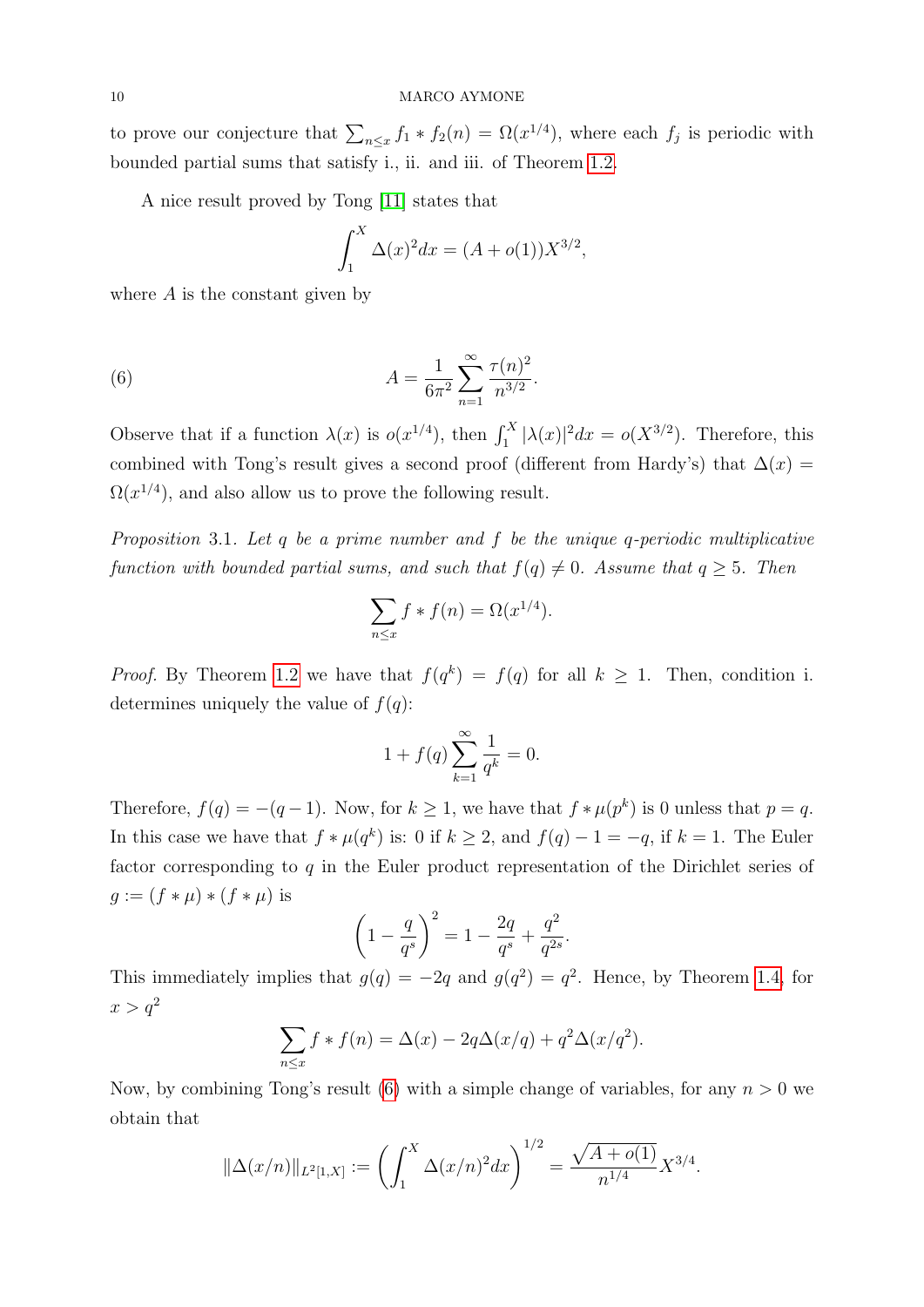to prove our conjecture that $\sum_{n\leq x} f_1 * f_2(n) = \Omega(x^{1/4})$, where each $f_j$ is periodic with bounded partial sums that satisfy i., ii. and iii. of Theorem 1.2.

A nice result proved by Tong [11] states that

$$\int_1^X \Delta(x)^2 dx = (A + o(1))X^{3/2},$$

where $A$ is the constant given by

$$A = \frac{1}{6\pi^2}\sum_{n=1}^{\infty}\frac{\tau(n)^2}{n^{3/2}}. \tag{6}$$

Observe that if a function $\lambda(x)$ is $o(x^{1/4})$, then $\int_1^X |\lambda(x)|^2 dx = o(X^{3/2})$. Therefore, this combined with Tong's result gives a second proof (different from Hardy's) that $\Delta(x) = \Omega(x^{1/4})$, and also allow us to prove the following result.

*Proposition* 3.1. *Let $q$ be a prime number and $f$ be the unique $q$-periodic multiplicative function with bounded partial sums, and such that $f(q) \neq 0$. Assume that $q \geq 5$. Then*

$$\sum_{n\leq x} f * f(n) = \Omega(x^{1/4}).$$

*Proof.* By Theorem 1.2 we have that $f(q^k) = f(q)$ for all $k \geq 1$. Then, condition i. determines uniquely the value of $f(q)$:

$$1 + f(q)\sum_{k=1}^{\infty}\frac{1}{q^k} = 0.$$

Therefore, $f(q) = -(q-1)$. Now, for $k \geq 1$, we have that $f * \mu(p^k)$ is 0 unless that $p = q$. In this case we have that $f * \mu(q^k)$ is: 0 if $k \geq 2$, and $f(q) - 1 = -q$, if $k = 1$. The Euler factor corresponding to $q$ in the Euler product representation of the Dirichlet series of $g := (f * \mu) * (f * \mu)$ is

$$\left(1 - \frac{q}{q^s}\right)^2 = 1 - \frac{2q}{q^s} + \frac{q^2}{q^{2s}}.$$

This immediately implies that $g(q) = -2q$ and $g(q^2) = q^2$. Hence, by Theorem 1.4, for $x > q^2$

$$\sum_{n\leq x} f * f(n) = \Delta(x) - 2q\Delta(x/q) + q^2\Delta(x/q^2).$$

Now, by combining Tong's result (6) with a simple change of variables, for any $n > 0$ we obtain that

$$\|\Delta(x/n)\|_{L^2[1,X]} := \left(\int_1^X \Delta(x/n)^2 dx\right)^{1/2} = \frac{\sqrt{A + o(1)}}{n^{1/4}}X^{3/4}.$$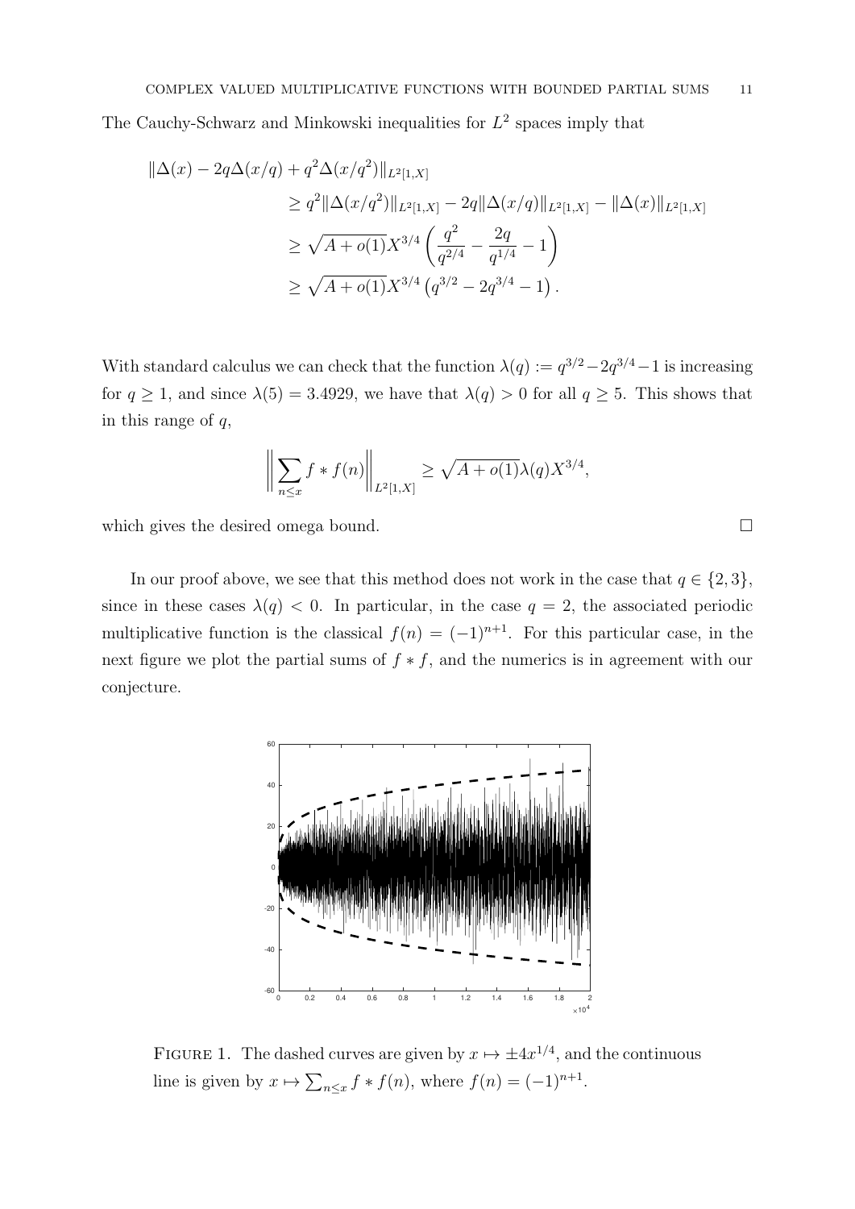The Cauchy-Schwarz and Minkowski inequalities for $L^2$ spaces imply that

$$
\begin{aligned}
\|\Delta(x) - 2q\Delta(x/q) + q^2\Delta(x/q^2)\|_{L^2[1,X]} \\
&\geq q^2\|\Delta(x/q^2)\|_{L^2[1,X]} - 2q\|\Delta(x/q)\|_{L^2[1,X]} - \|\Delta(x)\|_{L^2[1,X]} \\
&\geq \sqrt{A+o(1)}X^{3/4}\left(\frac{q^2}{q^{2/4}} - \frac{2q}{q^{1/4}} - 1\right) \\
&\geq \sqrt{A+o(1)}X^{3/4}\left(q^{3/2} - 2q^{3/4} - 1\right).
\end{aligned}
$$

With standard calculus we can check that the function $\lambda(q) := q^{3/2} - 2q^{3/4} - 1$ is increasing for $q \geq 1$, and since $\lambda(5) = 3.4929$, we have that $\lambda(q) > 0$ for all $q \geq 5$. This shows that in this range of $q$,

$$
\left\|\sum_{n\leq x} f * f(n)\right\|_{L^2[1,X]} \geq \sqrt{A+o(1)}\lambda(q)X^{3/4},
$$

which gives the desired omega bound. $\square$

In our proof above, we see that this method does not work in the case that $q \in \{2, 3\}$, since in these cases $\lambda(q) < 0$. In particular, in the case $q = 2$, the associated periodic multiplicative function is the classical $f(n) = (-1)^{n+1}$. For this particular case, in the next figure we plot the partial sums of $f * f$, and the numerics is in agreement with our conjecture.

FIGURE 1. The dashed curves are given by $x \mapsto \pm 4x^{1/4}$, and the continuous line is given by $x \mapsto \sum_{n\leq x} f * f(n)$, where $f(n) = (-1)^{n+1}$.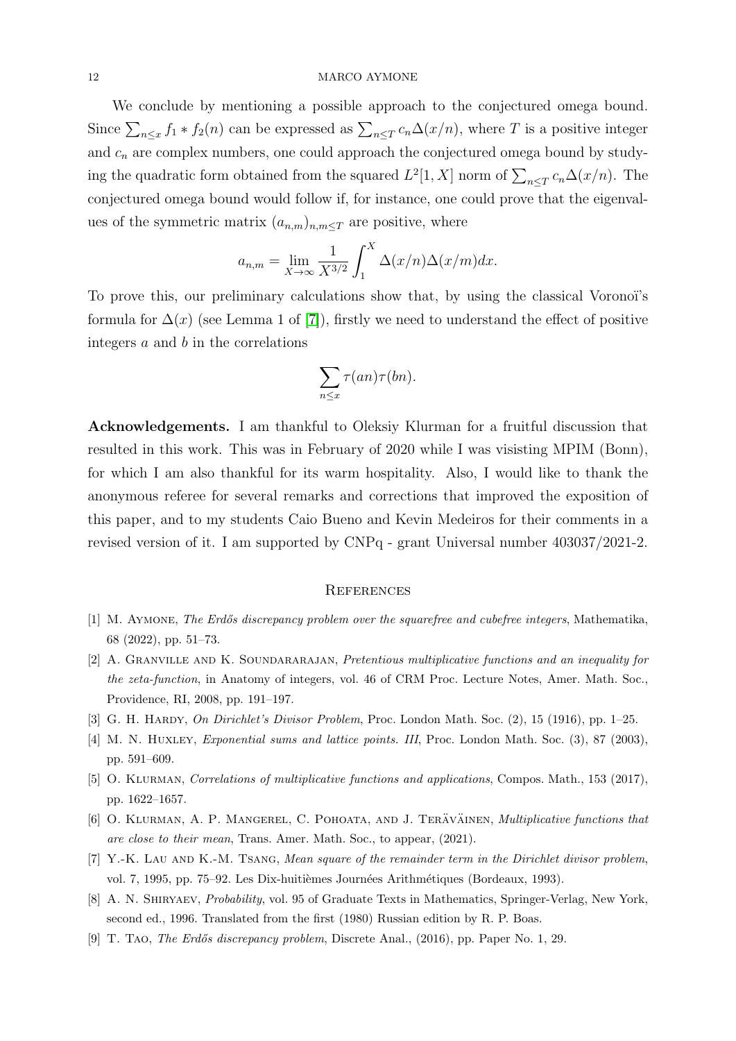We conclude by mentioning a possible approach to the conjectured omega bound. Since $\sum_{n\leq x} f_1 * f_2(n)$ can be expressed as $\sum_{n\leq T} c_n \Delta(x/n)$, where $T$ is a positive integer and $c_n$ are complex numbers, one could approach the conjectured omega bound by studying the quadratic form obtained from the squared $L^2[1,X]$ norm of $\sum_{n\leq T} c_n \Delta(x/n)$. The conjectured omega bound would follow if, for instance, one could prove that the eigenvalues of the symmetric matrix $(a_{n,m})_{n,m\leq T}$ are positive, where

$$a_{n,m} = \lim_{X\to\infty} \frac{1}{X^{3/2}} \int_1^X \Delta(x/n)\Delta(x/m)dx.$$

To prove this, our preliminary calculations show that, by using the classical Voronoï's formula for $\Delta(x)$ (see Lemma 1 of [7]), firstly we need to understand the effect of positive integers $a$ and $b$ in the correlations

$$\sum_{n\leq x} \tau(an)\tau(bn).$$

**Acknowledgements.** I am thankful to Oleksiy Klurman for a fruitful discussion that resulted in this work. This was in February of 2020 while I was visisting MPIM (Bonn), for which I am also thankful for its warm hospitality. Also, I would like to thank the anonymous referee for several remarks and corrections that improved the exposition of this paper, and to my students Caio Bueno and Kevin Medeiros for their comments in a revised version of it. I am supported by CNPq - grant Universal number 403037/2021-2.

## References

[1] M. Aymone, *The Erdős discrepancy problem over the squarefree and cubefree integers*, Mathematika, 68 (2022), pp. 51–73.

[2] A. Granville and K. Soundararajan, *Pretentious multiplicative functions and an inequality for the zeta-function*, in Anatomy of integers, vol. 46 of CRM Proc. Lecture Notes, Amer. Math. Soc., Providence, RI, 2008, pp. 191–197.

[3] G. H. Hardy, *On Dirichlet's Divisor Problem*, Proc. London Math. Soc. (2), 15 (1916), pp. 1–25.

[4] M. N. Huxley, *Exponential sums and lattice points. III*, Proc. London Math. Soc. (3), 87 (2003), pp. 591–609.

[5] O. Klurman, *Correlations of multiplicative functions and applications*, Compos. Math., 153 (2017), pp. 1622–1657.

[6] O. Klurman, A. P. Mangerel, C. Pohoata, and J. Teräväinen, *Multiplicative functions that are close to their mean*, Trans. Amer. Math. Soc., to appear, (2021).

[7] Y.-K. Lau and K.-M. Tsang, *Mean square of the remainder term in the Dirichlet divisor problem*, vol. 7, 1995, pp. 75–92. Les Dix-huitièmes Journées Arithmétiques (Bordeaux, 1993).

[8] A. N. Shiryaev, *Probability*, vol. 95 of Graduate Texts in Mathematics, Springer-Verlag, New York, second ed., 1996. Translated from the first (1980) Russian edition by R. P. Boas.

[9] T. Tao, *The Erdős discrepancy problem*, Discrete Anal., (2016), pp. Paper No. 1, 29.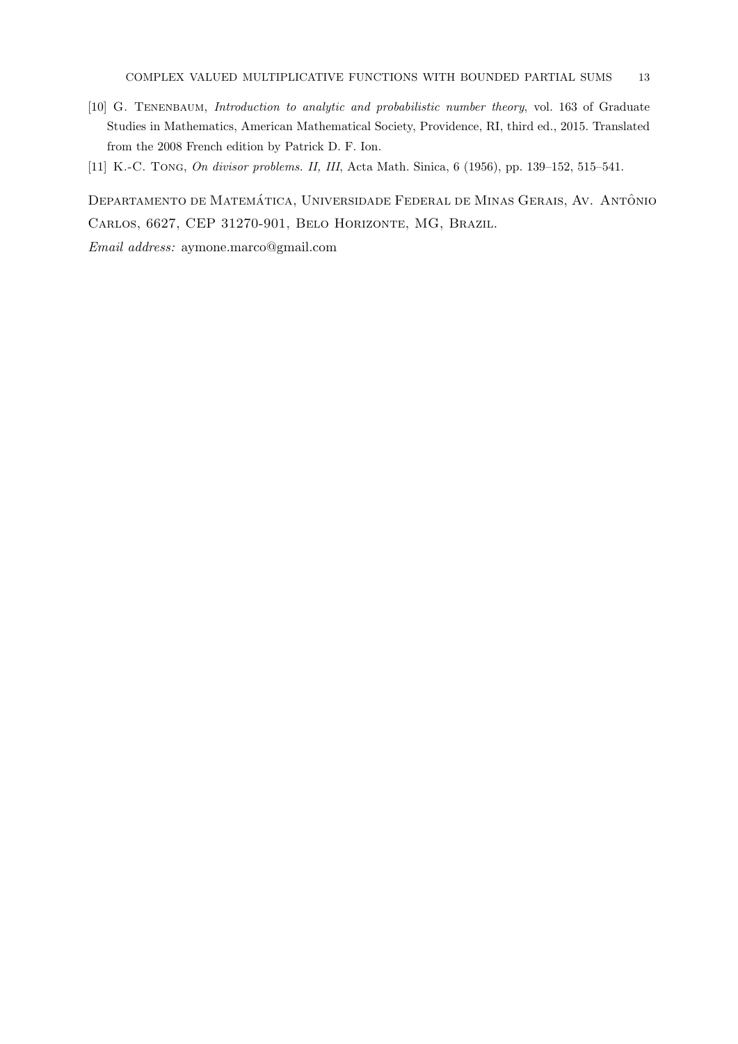[10] G. Tenenbaum, *Introduction to analytic and probabilistic number theory*, vol. 163 of Graduate Studies in Mathematics, American Mathematical Society, Providence, RI, third ed., 2015. Translated from the 2008 French edition by Patrick D. F. Ion.

[11] K.-C. Tong, *On divisor problems. II, III*, Acta Math. Sinica, 6 (1956), pp. 139–152, 515–541.

Departamento de Matemática, Universidade Federal de Minas Gerais, Av. Antônio Carlos, 6627, CEP 31270-901, Belo Horizonte, MG, Brazil.

*Email address:* aymone.marco@gmail.com